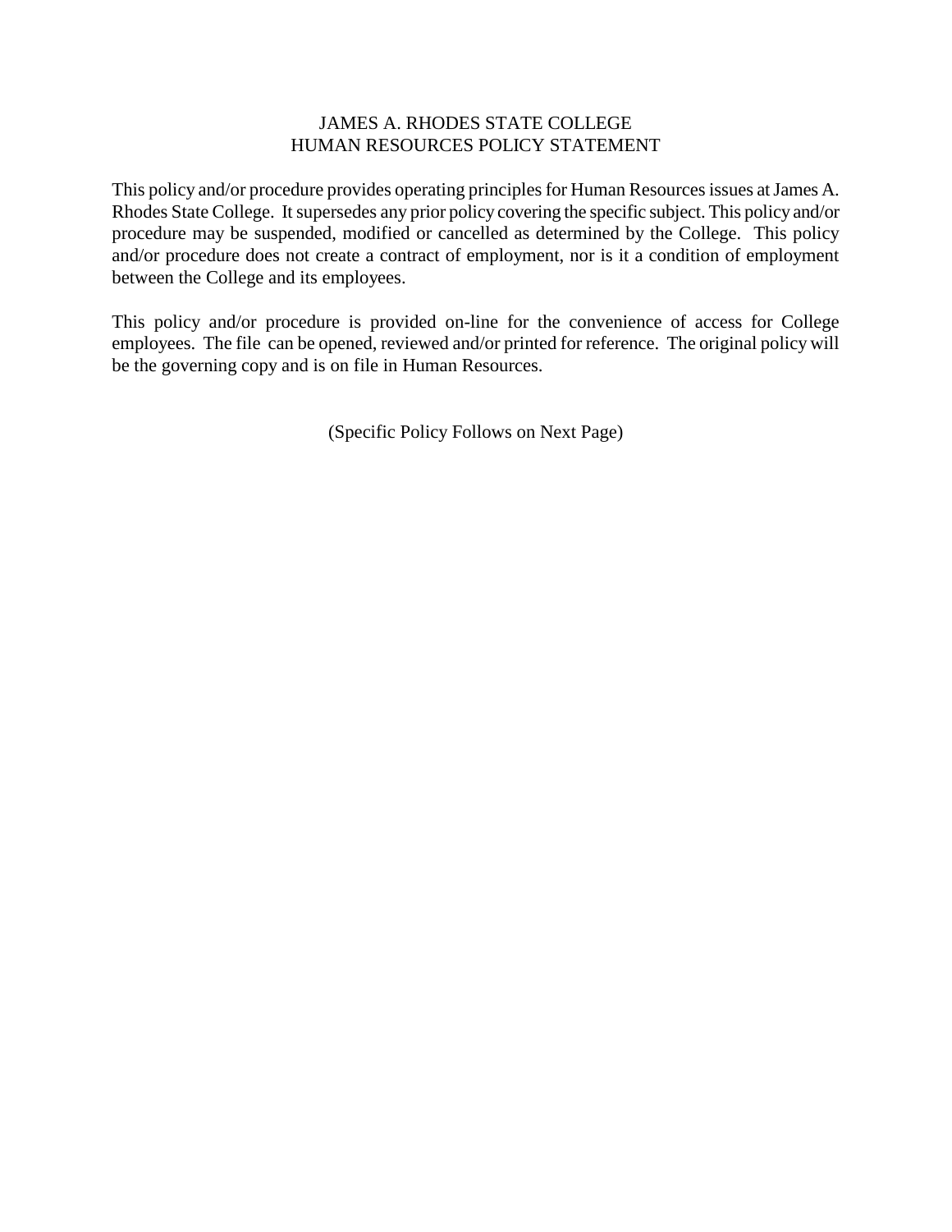# JAMES A. RHODES STATE COLLEGE
## HUMAN RESOURCES POLICY STATEMENT

This policy and/or procedure provides operating principles for Human Resources issues at James A. Rhodes State College. It supersedes any prior policy covering the specific subject. This policy and/or procedure may be suspended, modified or cancelled as determined by the College. This policy and/or procedure does not create a contract of employment, nor is it a condition of employment between the College and its employees.

This policy and/or procedure is provided on-line for the convenience of access for College employees. The file can be opened, reviewed and/or printed for reference. The original policy will be the governing copy and is on file in Human Resources.

(Specific Policy Follows on Next Page)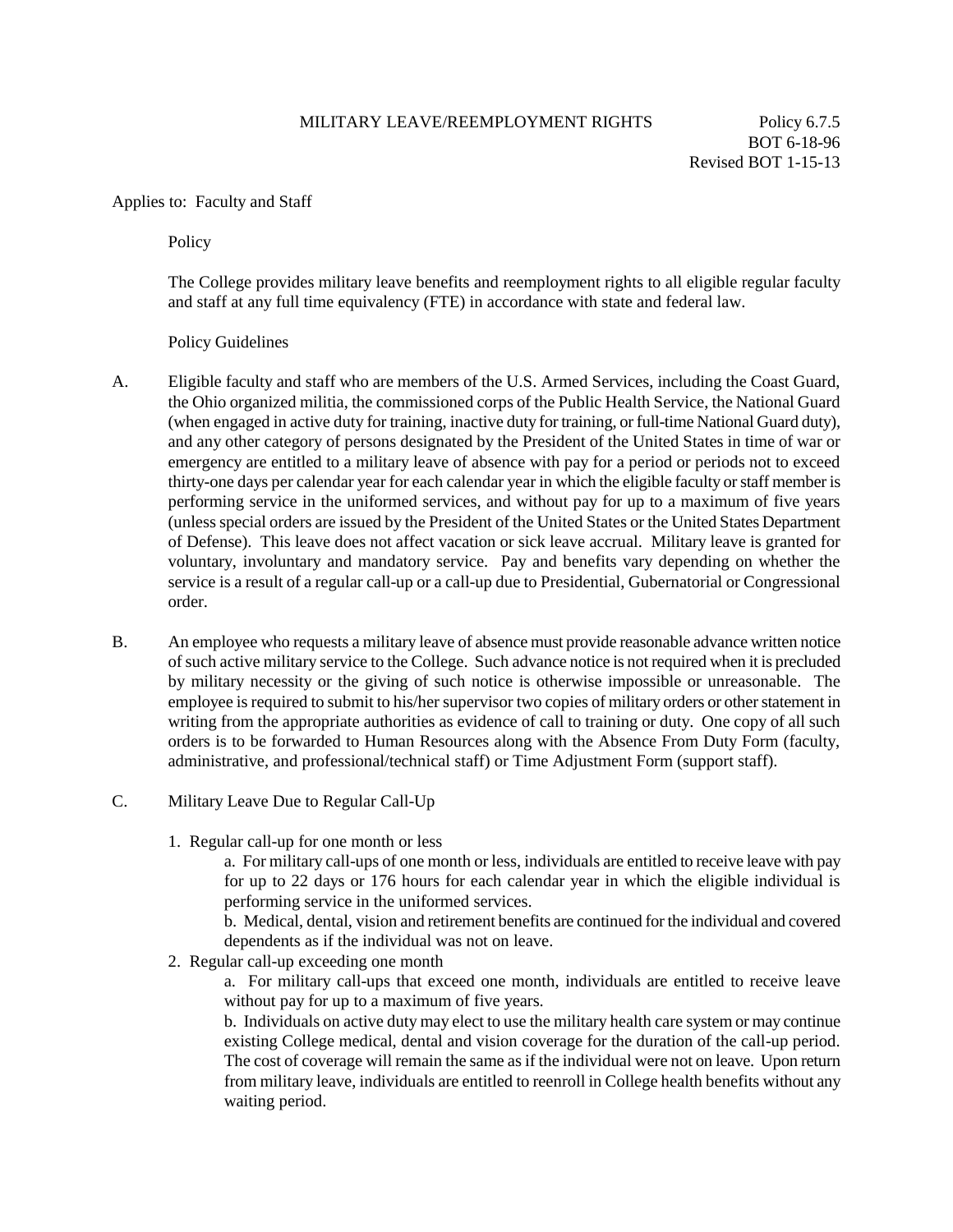MILITARY LEAVE/REEMPLOYMENT RIGHTS

Policy 6.7.5
BOT 6-18-96
Revised BOT 1-15-13

Applies to: Faculty and Staff

Policy

The College provides military leave benefits and reemployment rights to all eligible regular faculty and staff at any full time equivalency (FTE) in accordance with state and federal law.

Policy Guidelines

A. Eligible faculty and staff who are members of the U.S. Armed Services, including the Coast Guard, the Ohio organized militia, the commissioned corps of the Public Health Service, the National Guard (when engaged in active duty for training, inactive duty for training, or full-time National Guard duty), and any other category of persons designated by the President of the United States in time of war or emergency are entitled to a military leave of absence with pay for a period or periods not to exceed thirty-one days per calendar year for each calendar year in which the eligible faculty or staff member is performing service in the uniformed services, and without pay for up to a maximum of five years (unless special orders are issued by the President of the United States or the United States Department of Defense). This leave does not affect vacation or sick leave accrual. Military leave is granted for voluntary, involuntary and mandatory service. Pay and benefits vary depending on whether the service is a result of a regular call-up or a call-up due to Presidential, Gubernatorial or Congressional order.

B. An employee who requests a military leave of absence must provide reasonable advance written notice of such active military service to the College. Such advance notice is not required when it is precluded by military necessity or the giving of such notice is otherwise impossible or unreasonable. The employee is required to submit to his/her supervisor two copies of military orders or other statement in writing from the appropriate authorities as evidence of call to training or duty. One copy of all such orders is to be forwarded to Human Resources along with the Absence From Duty Form (faculty, administrative, and professional/technical staff) or Time Adjustment Form (support staff).

C. Military Leave Due to Regular Call-Up

1. Regular call-up for one month or less

   a. For military call-ups of one month or less, individuals are entitled to receive leave with pay for up to 22 days or 176 hours for each calendar year in which the eligible individual is performing service in the uniformed services.

   b. Medical, dental, vision and retirement benefits are continued for the individual and covered dependents as if the individual was not on leave.

2. Regular call-up exceeding one month

   a. For military call-ups that exceed one month, individuals are entitled to receive leave without pay for up to a maximum of five years.

   b. Individuals on active duty may elect to use the military health care system or may continue existing College medical, dental and vision coverage for the duration of the call-up period. The cost of coverage will remain the same as if the individual were not on leave. Upon return from military leave, individuals are entitled to reenroll in College health benefits without any waiting period.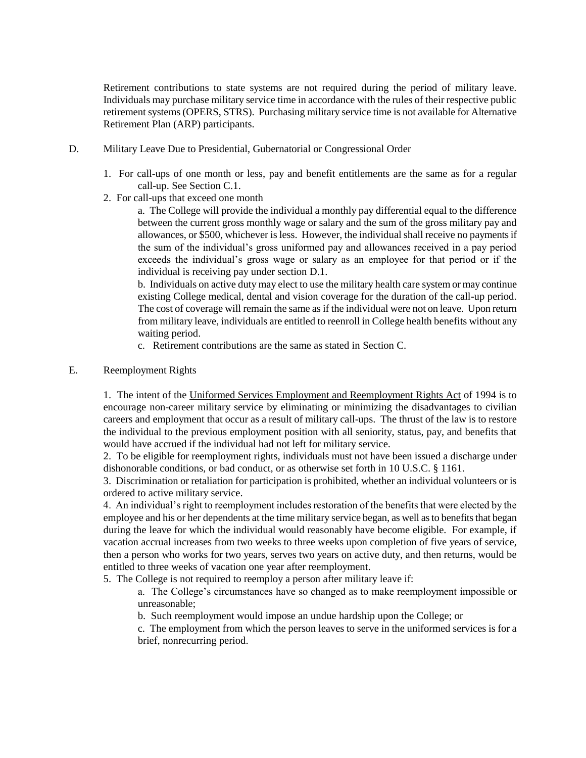Retirement contributions to state systems are not required during the period of military leave. Individuals may purchase military service time in accordance with the rules of their respective public retirement systems (OPERS, STRS). Purchasing military service time is not available for Alternative Retirement Plan (ARP) participants.

D. Military Leave Due to Presidential, Gubernatorial or Congressional Order

1. For call-ups of one month or less, pay and benefit entitlements are the same as for a regular call-up. See Section C.1.
2. For call-ups that exceed one month

   a. The College will provide the individual a monthly pay differential equal to the difference between the current gross monthly wage or salary and the sum of the gross military pay and allowances, or $500, whichever is less. However, the individual shall receive no payments if the sum of the individual's gross uniformed pay and allowances received in a pay period exceeds the individual's gross wage or salary as an employee for that period or if the individual is receiving pay under section D.1.

   b. Individuals on active duty may elect to use the military health care system or may continue existing College medical, dental and vision coverage for the duration of the call-up period. The cost of coverage will remain the same as if the individual were not on leave. Upon return from military leave, individuals are entitled to reenroll in College health benefits without any waiting period.

   c. Retirement contributions are the same as stated in Section C.

E. Reemployment Rights

1. The intent of the Uniformed Services Employment and Reemployment Rights Act of 1994 is to encourage non-career military service by eliminating or minimizing the disadvantages to civilian careers and employment that occur as a result of military call-ups. The thrust of the law is to restore the individual to the previous employment position with all seniority, status, pay, and benefits that would have accrued if the individual had not left for military service.
2. To be eligible for reemployment rights, individuals must not have been issued a discharge under dishonorable conditions, or bad conduct, or as otherwise set forth in 10 U.S.C. § 1161.
3. Discrimination or retaliation for participation is prohibited, whether an individual volunteers or is ordered to active military service.
4. An individual's right to reemployment includes restoration of the benefits that were elected by the employee and his or her dependents at the time military service began, as well as to benefits that began during the leave for which the individual would reasonably have become eligible. For example, if vacation accrual increases from two weeks to three weeks upon completion of five years of service, then a person who works for two years, serves two years on active duty, and then returns, would be entitled to three weeks of vacation one year after reemployment.
5. The College is not required to reemploy a person after military leave if:

   a. The College's circumstances have so changed as to make reemployment impossible or unreasonable;

   b. Such reemployment would impose an undue hardship upon the College; or

   c. The employment from which the person leaves to serve in the uniformed services is for a brief, nonrecurring period.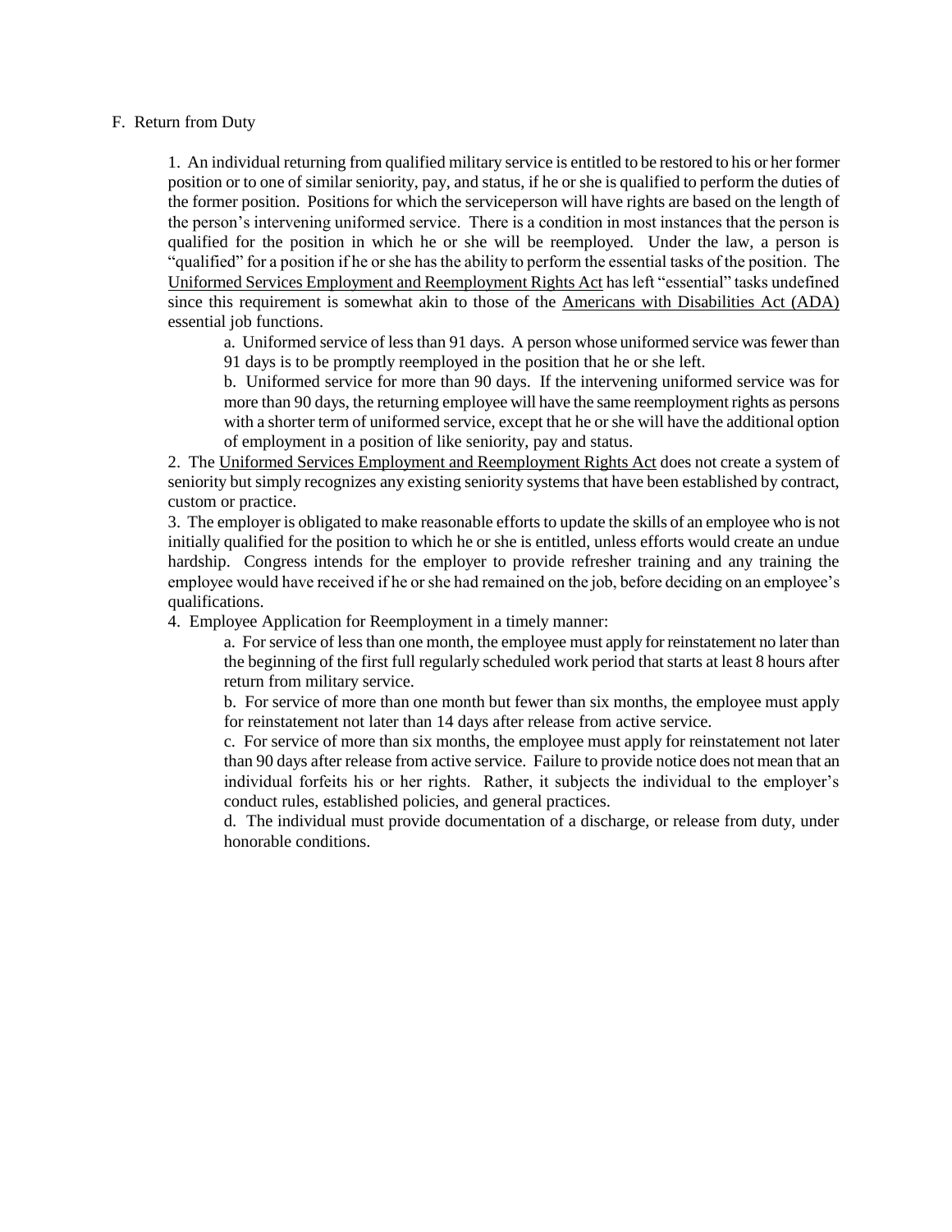F. Return from Duty

1. An individual returning from qualified military service is entitled to be restored to his or her former position or to one of similar seniority, pay, and status, if he or she is qualified to perform the duties of the former position. Positions for which the serviceperson will have rights are based on the length of the person's intervening uniformed service. There is a condition in most instances that the person is qualified for the position in which he or she will be reemployed. Under the law, a person is "qualified" for a position if he or she has the ability to perform the essential tasks of the position. The Uniformed Services Employment and Reemployment Rights Act has left "essential" tasks undefined since this requirement is somewhat akin to those of the Americans with Disabilities Act (ADA) essential job functions.

   a. Uniformed service of less than 91 days. A person whose uniformed service was fewer than 91 days is to be promptly reemployed in the position that he or she left.

   b. Uniformed service for more than 90 days. If the intervening uniformed service was for more than 90 days, the returning employee will have the same reemployment rights as persons with a shorter term of uniformed service, except that he or she will have the additional option of employment in a position of like seniority, pay and status.

2. The Uniformed Services Employment and Reemployment Rights Act does not create a system of seniority but simply recognizes any existing seniority systems that have been established by contract, custom or practice.

3. The employer is obligated to make reasonable efforts to update the skills of an employee who is not initially qualified for the position to which he or she is entitled, unless efforts would create an undue hardship. Congress intends for the employer to provide refresher training and any training the employee would have received if he or she had remained on the job, before deciding on an employee's qualifications.

4. Employee Application for Reemployment in a timely manner:

   a. For service of less than one month, the employee must apply for reinstatement no later than the beginning of the first full regularly scheduled work period that starts at least 8 hours after return from military service.

   b. For service of more than one month but fewer than six months, the employee must apply for reinstatement not later than 14 days after release from active service.

   c. For service of more than six months, the employee must apply for reinstatement not later than 90 days after release from active service. Failure to provide notice does not mean that an individual forfeits his or her rights. Rather, it subjects the individual to the employer's conduct rules, established policies, and general practices.

   d. The individual must provide documentation of a discharge, or release from duty, under honorable conditions.